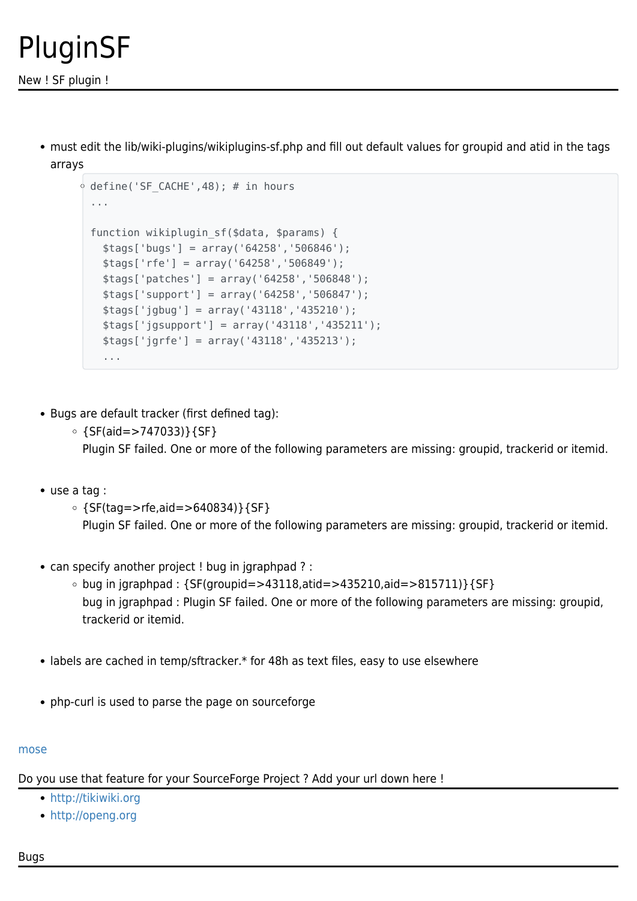# PluginSF

New ! SF plugin !

- must edit the lib/wiki-plugins/wikiplugins-sf.php and fill out default values for groupid and atid in the tags arrays
  - ```
    define('SF_CACHE',48); # in hours
    ...

    function wikiplugin_sf($data, $params) {
      $tags['bugs'] = array('64258','506846');
      $tags['rfe'] = array('64258','506849');
      $tags['patches'] = array('64258','506848');
      $tags['support'] = array('64258','506847');
      $tags['jgbug'] = array('43118','435210');
      $tags['jgsupport'] = array('43118','435211');
      $tags['jgrfe'] = array('43118','435213');
      ...
    ```

- Bugs are default tracker (first defined tag):
  - {SF(aid=>747033)}{SF}
    Plugin SF failed. One or more of the following parameters are missing: groupid, trackerid or itemid.

- use a tag :
  - {SF(tag=>rfe,aid=>640834)}{SF}
    Plugin SF failed. One or more of the following parameters are missing: groupid, trackerid or itemid.

- can specify another project ! bug in jgraphpad ? :
  - bug in jgraphpad : {SF(groupid=>43118,atid=>435210,aid=>815711)}{SF}
    bug in jgraphpad : Plugin SF failed. One or more of the following parameters are missing: groupid, trackerid or itemid.

- labels are cached in temp/sftracker.* for 48h as text files, easy to use elsewhere

- php-curl is used to parse the page on sourceforge

mose

Do you use that feature for your SourceForge Project ? Add your url down here !

- http://tikiwiki.org
- http://openg.org

Bugs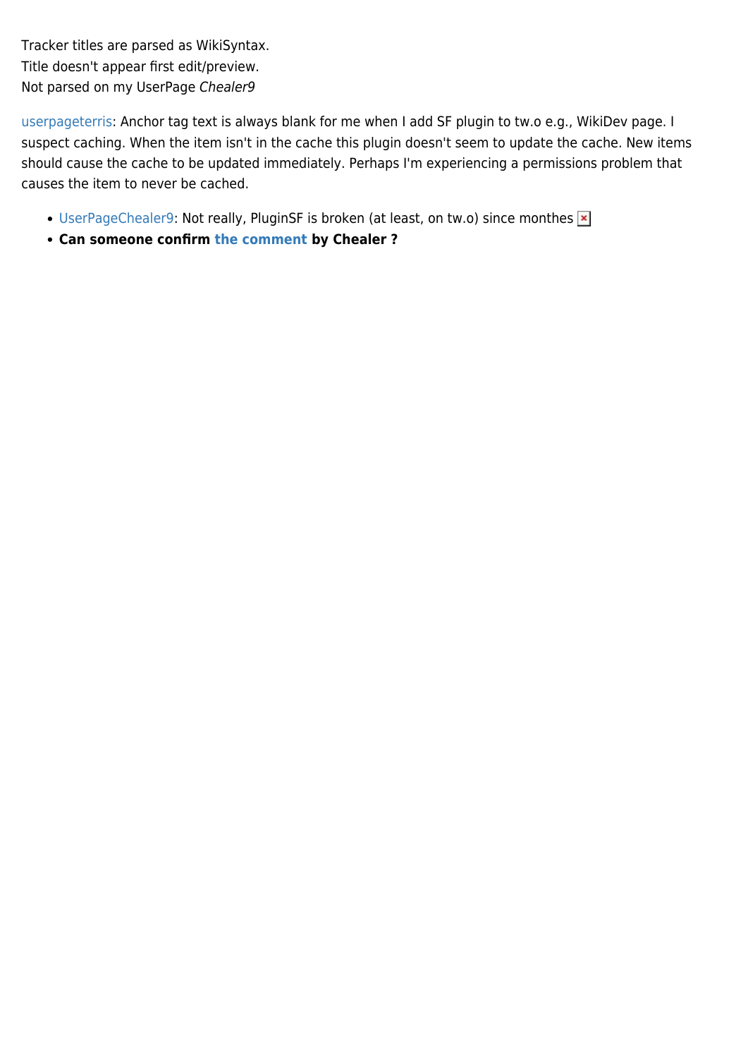Tracker titles are parsed as WikiSyntax.
Title doesn't appear first edit/preview.
Not parsed on my UserPage *Chealer9*

userpageterris: Anchor tag text is always blank for me when I add SF plugin to tw.o e.g., WikiDev page. I suspect caching. When the item isn't in the cache this plugin doesn't seem to update the cache. New items should cause the cache to be updated immediately. Perhaps I'm experiencing a permissions problem that causes the item to never be cached.

- UserPageChealer9: Not really, PluginSF is broken (at least, on tw.o) since monthes
- **Can someone confirm the comment by Chealer ?**